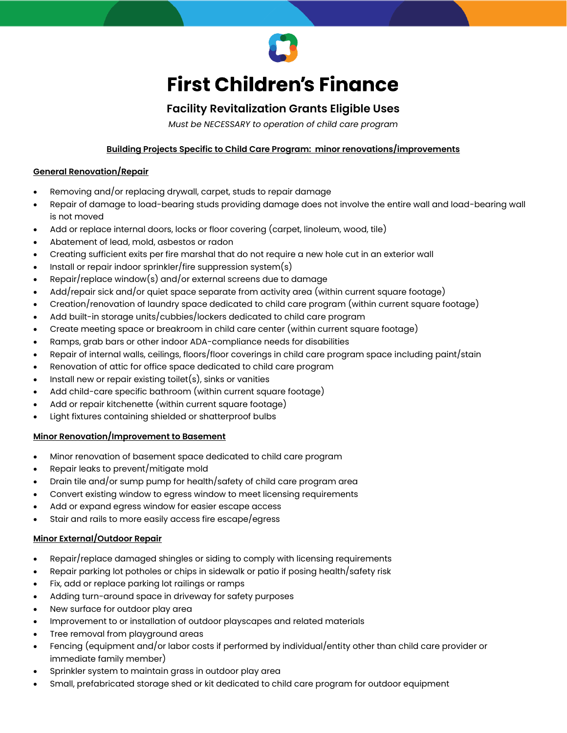# First Children's Finance

## Facility Revitalization Grants Eligible Uses

*Must be NECESSARY to operation of child care program*

**Building Projects Specific to Child Care Program: minor renovations/improvements**

**General Renovation/Repair**

- Removing and/or replacing drywall, carpet, studs to repair damage
- Repair of damage to load-bearing studs providing damage does not involve the entire wall and load-bearing wall is not moved
- Add or replace internal doors, locks or floor covering (carpet, linoleum, wood, tile)
- Abatement of lead, mold, asbestos or radon
- Creating sufficient exits per fire marshal that do not require a new hole cut in an exterior wall
- Install or repair indoor sprinkler/fire suppression system(s)
- Repair/replace window(s) and/or external screens due to damage
- Add/repair sick and/or quiet space separate from activity area (within current square footage)
- Creation/renovation of laundry space dedicated to child care program (within current square footage)
- Add built-in storage units/cubbies/lockers dedicated to child care program
- Create meeting space or breakroom in child care center (within current square footage)
- Ramps, grab bars or other indoor ADA-compliance needs for disabilities
- Repair of internal walls, ceilings, floors/floor coverings in child care program space including paint/stain
- Renovation of attic for office space dedicated to child care program
- Install new or repair existing toilet(s), sinks or vanities
- Add child-care specific bathroom (within current square footage)
- Add or repair kitchenette (within current square footage)
- Light fixtures containing shielded or shatterproof bulbs

**Minor Renovation/Improvement to Basement**

- Minor renovation of basement space dedicated to child care program
- Repair leaks to prevent/mitigate mold
- Drain tile and/or sump pump for health/safety of child care program area
- Convert existing window to egress window to meet licensing requirements
- Add or expand egress window for easier escape access
- Stair and rails to more easily access fire escape/egress

**Minor External/Outdoor Repair**

- Repair/replace damaged shingles or siding to comply with licensing requirements
- Repair parking lot potholes or chips in sidewalk or patio if posing health/safety risk
- Fix, add or replace parking lot railings or ramps
- Adding turn-around space in driveway for safety purposes
- New surface for outdoor play area
- Improvement to or installation of outdoor playscapes and related materials
- Tree removal from playground areas
- Fencing (equipment and/or labor costs if performed by individual/entity other than child care provider or immediate family member)
- Sprinkler system to maintain grass in outdoor play area
- Small, prefabricated storage shed or kit dedicated to child care program for outdoor equipment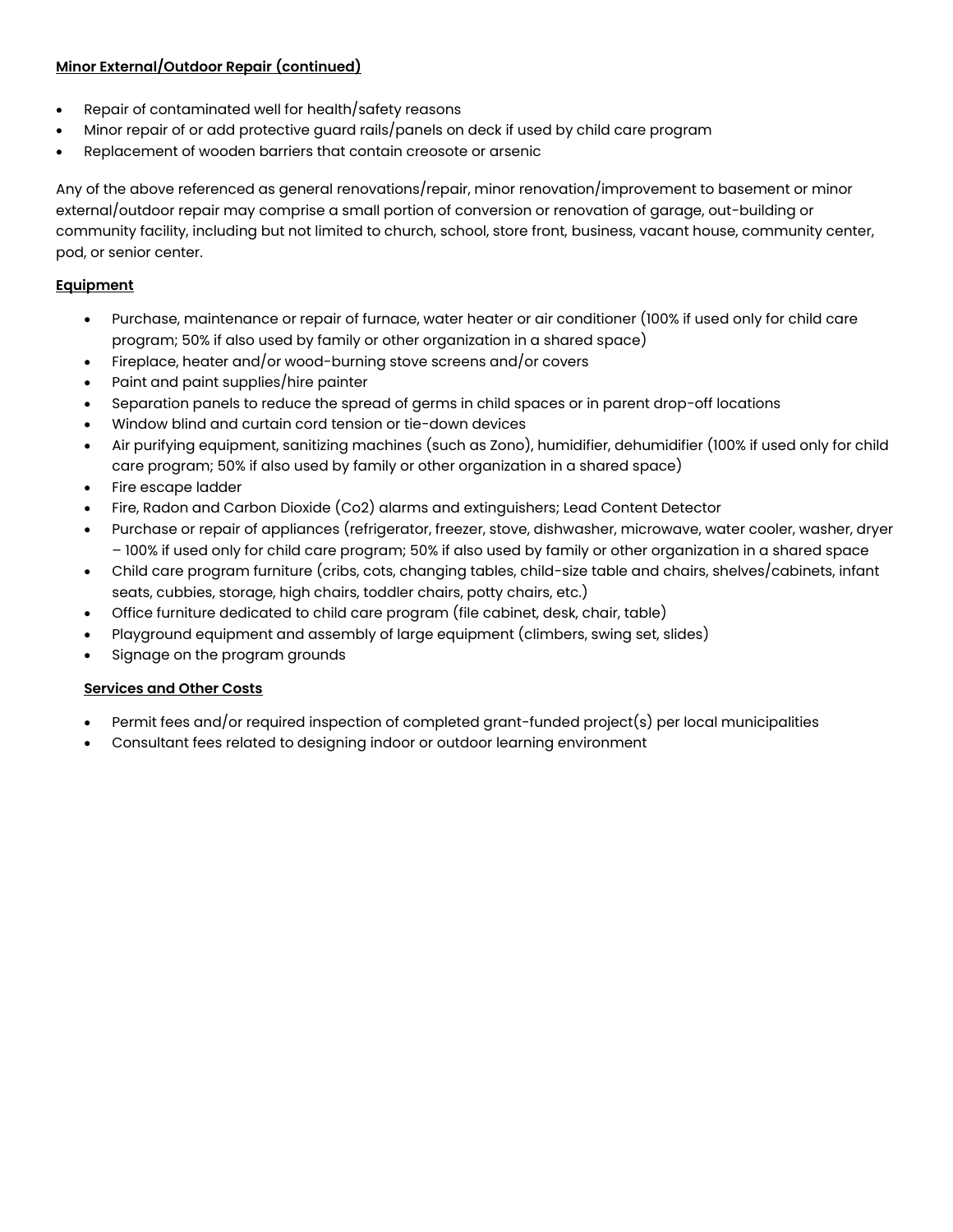**Minor External/Outdoor Repair (continued)**

- Repair of contaminated well for health/safety reasons
- Minor repair of or add protective guard rails/panels on deck if used by child care program
- Replacement of wooden barriers that contain creosote or arsenic

Any of the above referenced as general renovations/repair, minor renovation/improvement to basement or minor external/outdoor repair may comprise a small portion of conversion or renovation of garage, out-building or community facility, including but not limited to church, school, store front, business, vacant house, community center, pod, or senior center.

**Equipment**

- Purchase, maintenance or repair of furnace, water heater or air conditioner (100% if used only for child care program; 50% if also used by family or other organization in a shared space)
- Fireplace, heater and/or wood-burning stove screens and/or covers
- Paint and paint supplies/hire painter
- Separation panels to reduce the spread of germs in child spaces or in parent drop-off locations
- Window blind and curtain cord tension or tie-down devices
- Air purifying equipment, sanitizing machines (such as Zono), humidifier, dehumidifier (100% if used only for child care program; 50% if also used by family or other organization in a shared space)
- Fire escape ladder
- Fire, Radon and Carbon Dioxide (Co2) alarms and extinguishers; Lead Content Detector
- Purchase or repair of appliances (refrigerator, freezer, stove, dishwasher, microwave, water cooler, washer, dryer – 100% if used only for child care program; 50% if also used by family or other organization in a shared space
- Child care program furniture (cribs, cots, changing tables, child-size table and chairs, shelves/cabinets, infant seats, cubbies, storage, high chairs, toddler chairs, potty chairs, etc.)
- Office furniture dedicated to child care program (file cabinet, desk, chair, table)
- Playground equipment and assembly of large equipment (climbers, swing set, slides)
- Signage on the program grounds

**Services and Other Costs**

- Permit fees and/or required inspection of completed grant-funded project(s) per local municipalities
- Consultant fees related to designing indoor or outdoor learning environment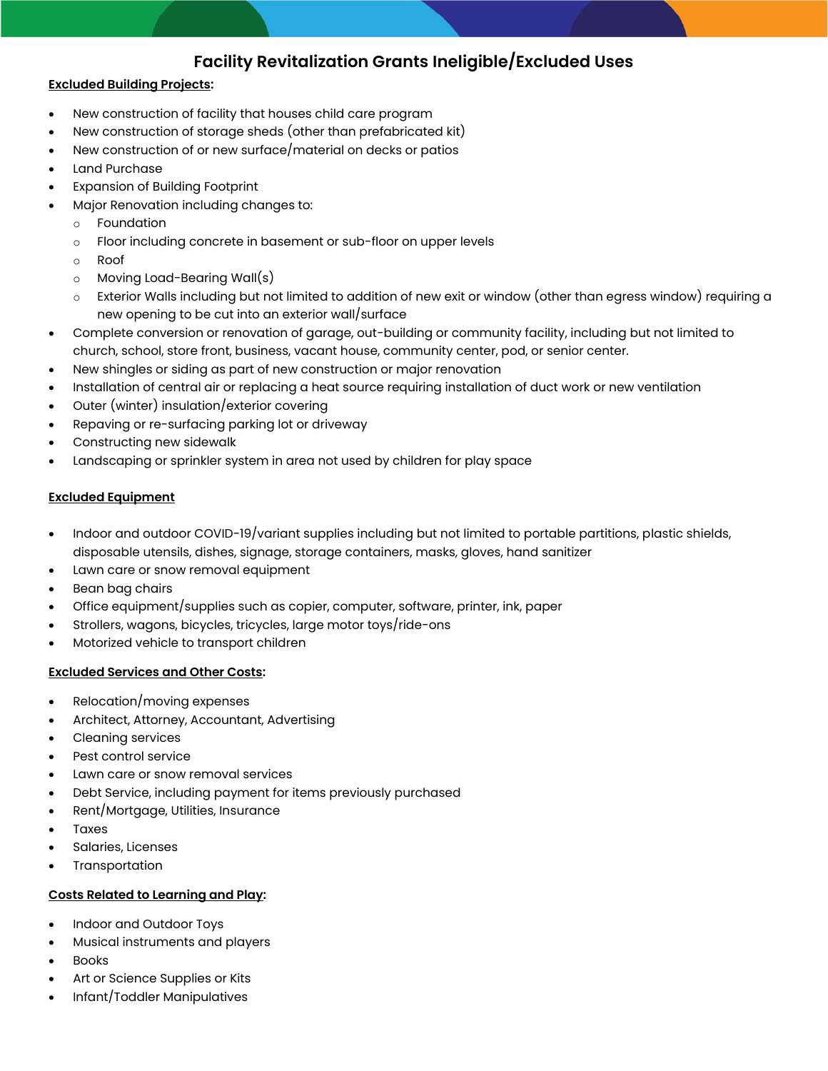# Facility Revitalization Grants Ineligible/Excluded Uses

**Excluded Building Projects:**

- New construction of facility that houses child care program
- New construction of storage sheds (other than prefabricated kit)
- New construction of or new surface/material on decks or patios
- Land Purchase
- Expansion of Building Footprint
- Major Renovation including changes to:
  - Foundation
  - Floor including concrete in basement or sub-floor on upper levels
  - Roof
  - Moving Load-Bearing Wall(s)
  - Exterior Walls including but not limited to addition of new exit or window (other than egress window) requiring a new opening to be cut into an exterior wall/surface
- Complete conversion or renovation of garage, out-building or community facility, including but not limited to church, school, store front, business, vacant house, community center, pod, or senior center.
- New shingles or siding as part of new construction or major renovation
- Installation of central air or replacing a heat source requiring installation of duct work or new ventilation
- Outer (winter) insulation/exterior covering
- Repaving or re-surfacing parking lot or driveway
- Constructing new sidewalk
- Landscaping or sprinkler system in area not used by children for play space

**Excluded Equipment**

- Indoor and outdoor COVID-19/variant supplies including but not limited to portable partitions, plastic shields, disposable utensils, dishes, signage, storage containers, masks, gloves, hand sanitizer
- Lawn care or snow removal equipment
- Bean bag chairs
- Office equipment/supplies such as copier, computer, software, printer, ink, paper
- Strollers, wagons, bicycles, tricycles, large motor toys/ride-ons
- Motorized vehicle to transport children

**Excluded Services and Other Costs:**

- Relocation/moving expenses
- Architect, Attorney, Accountant, Advertising
- Cleaning services
- Pest control service
- Lawn care or snow removal services
- Debt Service, including payment for items previously purchased
- Rent/Mortgage, Utilities, Insurance
- Taxes
- Salaries, Licenses
- Transportation

**Costs Related to Learning and Play:**

- Indoor and Outdoor Toys
- Musical instruments and players
- Books
- Art or Science Supplies or Kits
- Infant/Toddler Manipulatives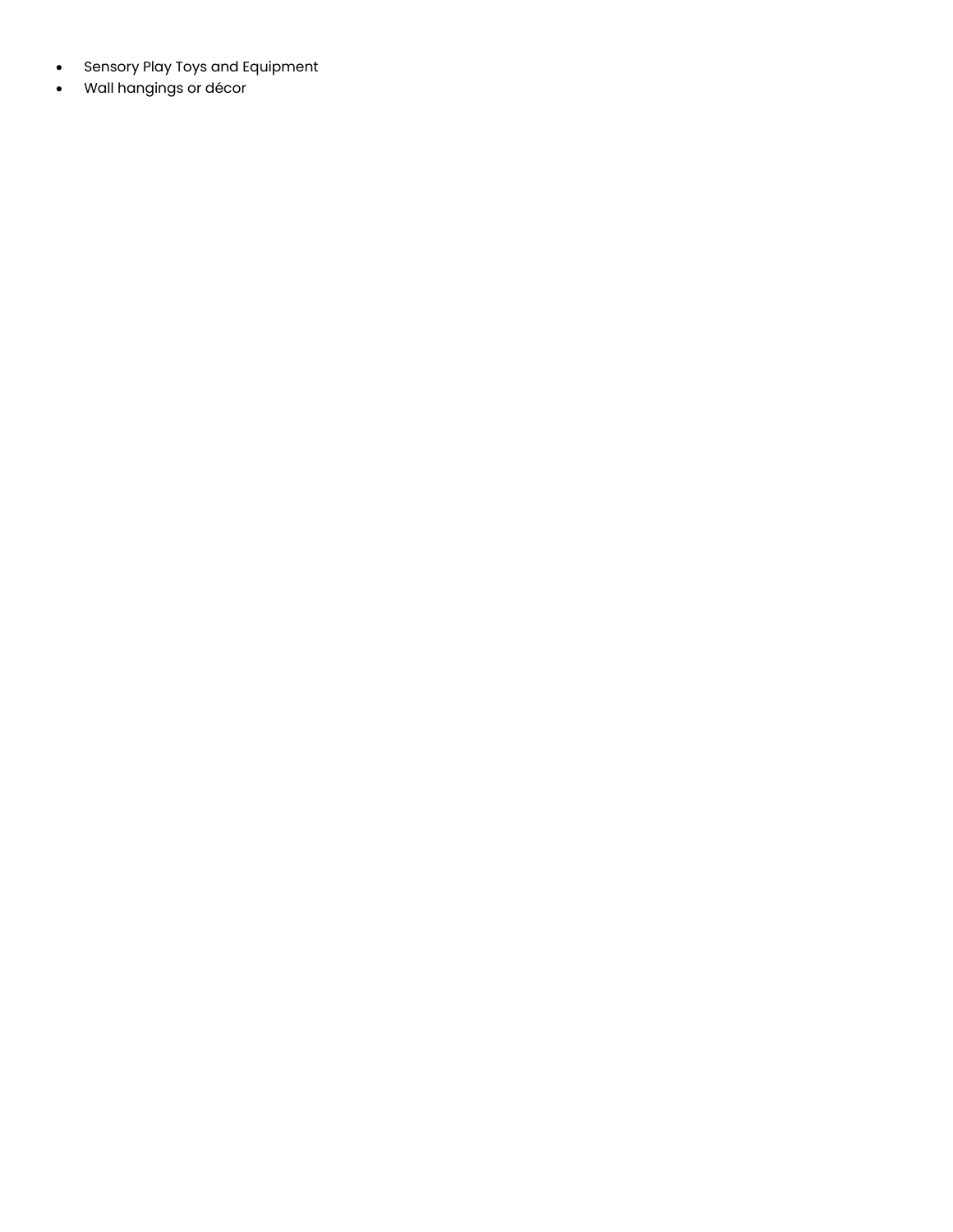- Sensory Play Toys and Equipment
- Wall hangings or décor